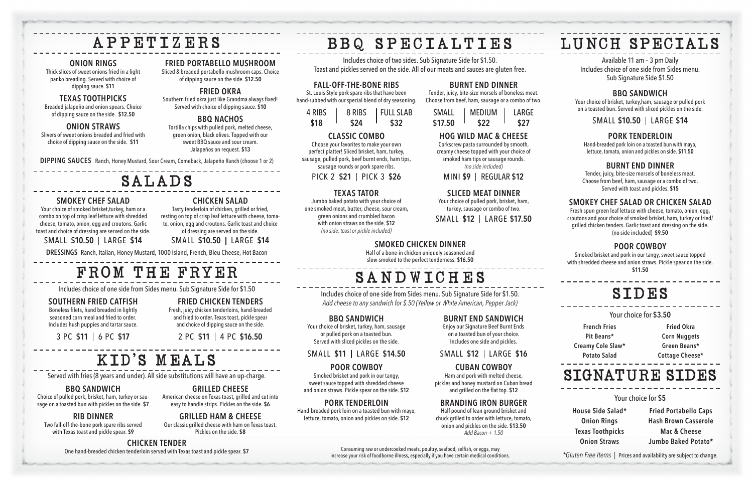# APPETIZERS

### ONION RINGS
Thick slices of sweet onions fried in a light panko breading. Served with choice of dipping sauce. **$11**

### TEXAS TOOTHPICKS
Breaded jalapeño and onion spears. Choice of dipping sauce on the side. **$12.50**

### ONION STRAWS
Slivers of sweet onions breaded and fried with choice of dipping sauce on the side. **$11**

### FRIED PORTABELLO MUSHROOM
Sliced & breaded portabello mushroom caps. Choice of dipping sauce on the side. **$12.50**

### FRIED OKRA
Southern fried okra just like Grandma always fixed! Served with choice of dipping sauce. **$10**

### BBQ NACHOS
Tortilla chips with pulled pork, melted cheese, green onion, black olives. Topped with our sweet BBQ sauce and sour cream. Jalapeños on request. **$13**

**DIPPING SAUCES** Ranch, Honey Mustard, Sour Cream, Comeback, Jalapeño Ranch (choose 1 or 2)

# SALADS

### SMOKEY CHEF SALAD
Your choice of smoked brisket,turkey, ham or a combo on top of crisp leaf lettuce with shredded cheese, tomato, onion, egg and croutons. Garlic toast and choice of dressing are served on the side.

SMALL **$10.50** | LARGE **$14**

### CHICKEN SALAD
Tasty tenderloin of chicken, grilled or fried, resting on top of crisp leaf lettuce with cheese, tomato, onion, egg and croutons. Garlic toast and choice of dressing are served on the side.

SMALL **$10.50** | LARGE **$14**

**DRESSINGS** Ranch, Italian, Honey Mustard, 1000 Island, French, Bleu Cheese, Hot Bacon

# FROM THE FRYER

Includes choice of one side from Sides menu. Sub Signature Side for $1.50

### SOUTHERN FRIED CATFISH
Boneless filets, hand breaded in lightly seasoned corn meal and fried to order. Includes hush puppies and tartar sauce.

3 PC **$11** | 6 PC **$17**

### FRIED CHICKEN TENDERS
Fresh, juicy chicken tenderloins, hand-breaded and fried to order. Texas toast, pickle spear and choice of dipping sauce on the side.

2 PC **$11** | 4 PC **$16.50**

# KID'S MEALS

Served with fries (8 years and under). All side substitutions will have an up-charge.

### BBQ SANDWICH
Choice of pulled pork, brisket, ham, turkey or sausage on a toasted bun with pickles on the side. **$7**

### RIB DINNER
Two fall-off-the-bone pork spare ribs served with Texas toast and pickle spear. **$9**

### GRILLED CHEESE
American cheese on Texas toast, grilled and cut into easy to handle strips. Pickles on the side. **$6**

### GRILLED HAM & CHEESE
Our classic grilled cheese with ham on Texas toast. Pickles on the side. **$8**

### CHICKEN TENDER
One hand-breaded chicken tenderloin served with Texas toast and pickle spear. **$7**

# BBQ SPECIALTIES

Includes choice of two sides. Sub Signature Side for $1.50.
Toast and pickles served on the side. All of our meats and sauces are gluten free.

### FALL-OFF-THE-BONE RIBS
St. Louis Style pork spare ribs that have been hand-rubbed with our special blend of dry seasoning.

| 4 RIBS | 8 RIBS | FULL SLAB |
|---|---|---|
| **$18** | **$24** | **$32** |

### BURNT END DINNER
Tender, juicy, bite-size morsels of boneless meat. Choose from beef, ham, sausage or a combo of two.

| SMALL | MEDIUM | LARGE |
|---|---|---|
| **$17.50** | **$22** | **$27** |

### CLASSIC COMBO
Choose your favorites to make your own perfect platter! Sliced brisket, ham, turkey, sausage, pulled pork, beef burnt ends, ham tips, sausage rounds or pork spare ribs.

PICK 2 **$21** | PICK 3 **$26**

### HOG WILD MAC & CHEESE
Corkscrew pasta surrounded by smooth, creamy cheese topped with your choice of smoked ham tips or sausage rounds. *(no side included)*

MINI **$9** | REGULAR **$12**

### TEXAS TATOR
Jumbo baked potato with your choice of one smoked meat, butter, cheese, sour cream, green onions and crumbled bacon with onion straws on the side. **$12** *(no side, toast or pickle included)*

### SLICED MEAT DINNER
Your choice of pulled pork, brisket, ham, turkey, sausage or combo of two.

SMALL **$12** | LARGE **$17.50**

### SMOKED CHICKEN DINNER
Half of a bone-in chicken uniquely seasoned and slow-smoked to the perfect tenderness. **$16.50**

# SANDWICHES

Includes choice of one side from Sides menu. Sub Signature Side for $1.50.
*Add cheese to any sandwich for $.50 (Yellow or White American, Pepper Jack)*

### BBQ SANDWICH
Your choice of brisket, turkey, ham, sausage or pulled pork on a toasted bun. Served with sliced pickles on the side.

SMALL **$11** | LARGE **$14.50**

### POOR COWBOY
Smoked brisket and pork in our tangy, sweet sauce topped with shredded cheese and onion straws. Pickle spear on the side. **$12**

### PORK TENDERLOIN
Hand-breaded pork loin on a toasted bun with mayo, lettuce, tomato, onion and pickles on side. **$12**

### BURNT END SANDWICH
Enjoy our Signature Beef Burnt Ends on a toasted bun of your choice. Includes one side and pickles.

SMALL **$12** | LARGE **$16**

### CUBAN COWBOY
Ham and pork with melted cheese, pickles and honey mustard on Cuban bread and grilled on the flat top. **$12**

### BRANDING IRON BURGER
Half pound of lean ground brisket and chuck grilled to order with lettuce, tomato, onion and pickles on side. **$13.50**
*Add Bacon + 1.50*

Consuming raw or undercooked meats, poultry, seafood, selfish, or eggs, may increase your risk of foodborne illness, especially if you have certain medical conditions.

# LUNCH SPECIALS

Available 11 am – 3 pm Daily
Includes choice of one side from Sides menu.
Sub Signature Side $1.50

### BBQ SANDWICH
Your choice of brisket, turkey,ham, sausage or pulled pork on a toasted bun. Served with sliced pickles on the side.

SMALL **$10.50** | LARGE **$14**

### PORK TENDERLOIN
Hand-breaded pork loin on a toasted bun with mayo, lettuce, tomato, onion and pickles on the side. **$11.50**

### BURNT END DINNER
Tender, juicy, bite-size morsels of boneless meat. Choose from beef, ham, sausage or a combo of two. Served with toast and pickles. **$15**

### SMOKEY CHEF SALAD OR CHICKEN SALAD
Fresh spun green leaf lettuce with cheese, tomato, onion, egg, croutons and your choice of smoked brisket, ham, turkey or fried/grilled chicken tenders. Garlic toast and dressing on the side. (no side included) **$9.50**

### POOR COWBOY
Smoked brisket and pork in our tangy, sweet sauce topped with shredded cheese and onion straws. Pickle spear on the side. **$11.50**

# SIDES

Your choice for **$3.50**

- French Fries
- Pit Beans*
- Creamy Cole Slaw*
- Potato Salad
- Fried Okra
- Corn Nuggets
- Green Beans*
- Cottage Cheese*

# SIGNATURE SIDES

Your choice for **$5**

- House Side Salad*
- Onion Rings
- Texas Toothpicks
- Onion Straws
- Fried Portabello Caps
- Hash Brown Casserole
- Mac & Cheese
- Jumbo Baked Potato*

*Gluten Free Items* | Prices and availability are subject to change.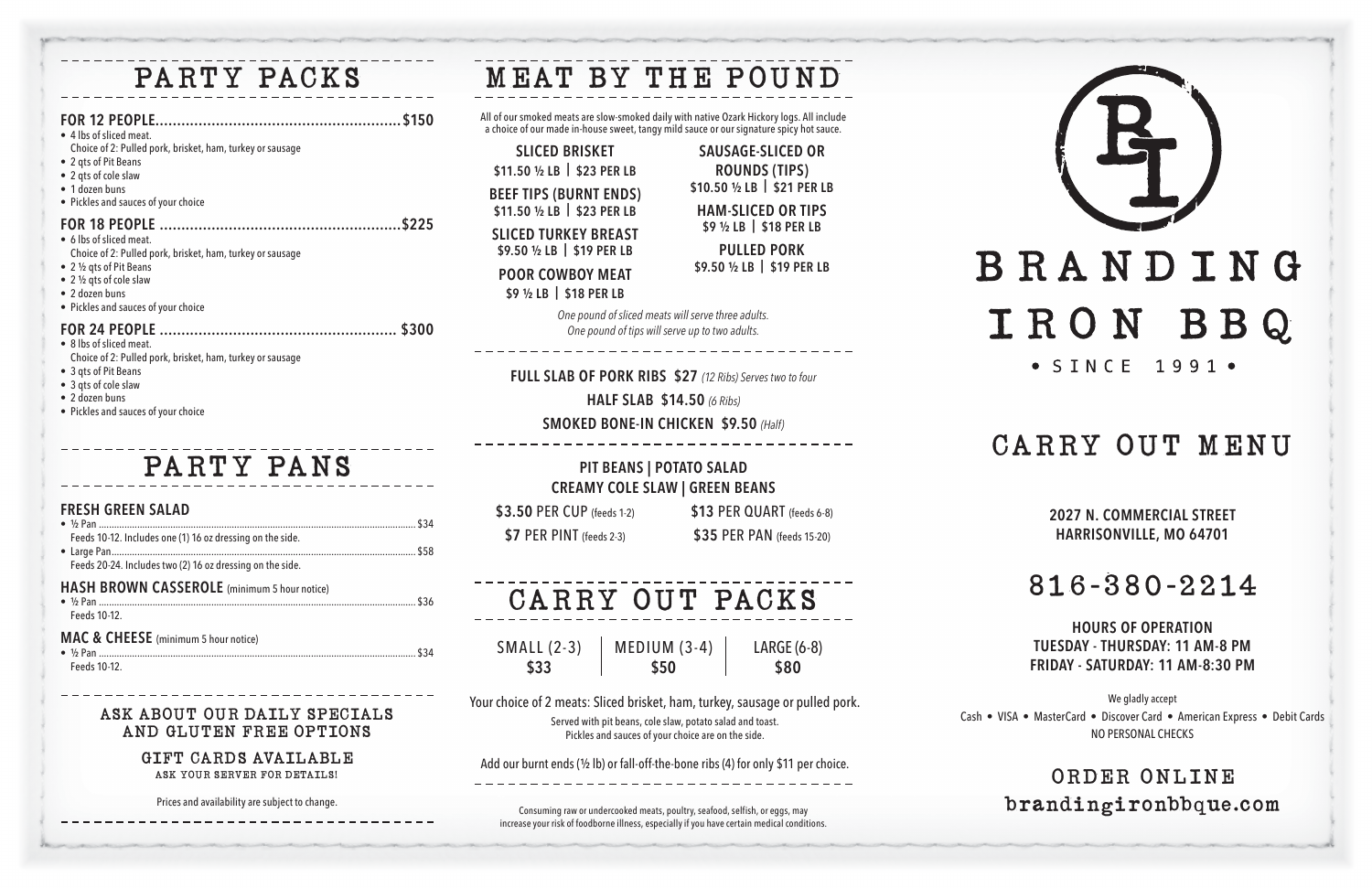## PARTY PACKS

**FOR 12 PEOPLE....................................................$150**

- 4 lbs of sliced meat. Choice of 2: Pulled pork, brisket, ham, turkey or sausage
- 2 qts of Pit Beans
- 2 qts of cole slaw
- 1 dozen buns
- Pickles and sauces of your choice

**FOR 18 PEOPLE ....................................................$225**

- 6 lbs of sliced meat. Choice of 2: Pulled pork, brisket, ham, turkey or sausage
- 2 ½ qts of Pit Beans
- 2 ½ qts of cole slaw
- 2 dozen buns
- Pickles and sauces of your choice

**FOR 24 PEOPLE .................................................... $300**

- 8 lbs of sliced meat. Choice of 2: Pulled pork, brisket, ham, turkey or sausage
- 3 qts of Pit Beans
- 3 qts of cole slaw
- 2 dozen buns
- Pickles and sauces of your choice

## PARTY PANS

**FRESH GREEN SALAD**

- ½ Pan ........................................................................ $34
  Feeds 10-12. Includes one (1) 16 oz dressing on the side.
- Large Pan..................................................................... $58
  Feeds 20-24. Includes two (2) 16 oz dressing on the side.

**HASH BROWN CASSEROLE** (minimum 5 hour notice)

- ½ Pan ........................................................................ $36
  Feeds 10-12.

**MAC & CHEESE** (minimum 5 hour notice)

- ½ Pan ........................................................................ $34
  Feeds 10-12.

### ASK ABOUT OUR DAILY SPECIALS AND GLUTEN FREE OPTIONS

### GIFT CARDS AVAILABLE

ASK YOUR SERVER FOR DETAILS!

Prices and availability are subject to change.

## MEAT BY THE POUND

All of our smoked meats are slow-smoked daily with native Ozark Hickory logs. All include a choice of our made in-house sweet, tangy mild sauce or our signature spicy hot sauce.

**SLICED BRISKET**
$11.50 ½ LB | $23 PER LB

**BEEF TIPS (BURNT ENDS)**
$11.50 ½ LB | $23 PER LB

**SLICED TURKEY BREAST**
$9.50 ½ LB | $19 PER LB

**POOR COWBOY MEAT**
$9 ½ LB | $18 PER LB

**SAUSAGE-SLICED OR ROUNDS (TIPS)**
$10.50 ½ LB | $21 PER LB

**HAM-SLICED OR TIPS**
$9 ½ LB | $18 PER LB

**PULLED PORK**
$9.50 ½ LB | $19 PER LB

*One pound of sliced meats will serve three adults.*
*One pound of tips will serve up to two adults.*

**FULL SLAB OF PORK RIBS $27** *(12 Ribs) Serves two to four*

**HALF SLAB $14.50** *(6 Ribs)*

**SMOKED BONE-IN CHICKEN $9.50** *(Half)*

**PIT BEANS | POTATO SALAD**
**CREAMY COLE SLAW | GREEN BEANS**

**$3.50** PER CUP (feeds 1-2)
**$7** PER PINT (feeds 2-3)
**$13** PER QUART (feeds 6-8)
**$35** PER PAN (feeds 15-20)

## CARRY OUT PACKS

| SMALL (2-3) | MEDIUM (3-4) | LARGE (6-8) |
|---|---|---|
| **$33** | **$50** | **$80** |

Your choice of 2 meats: Sliced brisket, ham, turkey, sausage or pulled pork.

Served with pit beans, cole slaw, potato salad and toast. Pickles and sauces of your choice are on the side.

Add our burnt ends (½ lb) or fall-off-the-bone ribs (4) for only $11 per choice.

Consuming raw or undercooked meats, poultry, seafood, selfish, or eggs, may increase your risk of foodborne illness, especially if you have certain medical conditions.

# BRANDING IRON BBQ

• SINCE 1991 •

## CARRY OUT MENU

**2027 N. COMMERCIAL STREET**
**HARRISONVILLE, MO 64701**

## 816-380-2214

**HOURS OF OPERATION**
**TUESDAY - THURSDAY: 11 AM-8 PM**
**FRIDAY - SATURDAY: 11 AM-8:30 PM**

We gladly accept

Cash • VISA • MasterCard • Discover Card • American Express • Debit Cards

NO PERSONAL CHECKS

### ORDER ONLINE

**brandingironbbque.com**